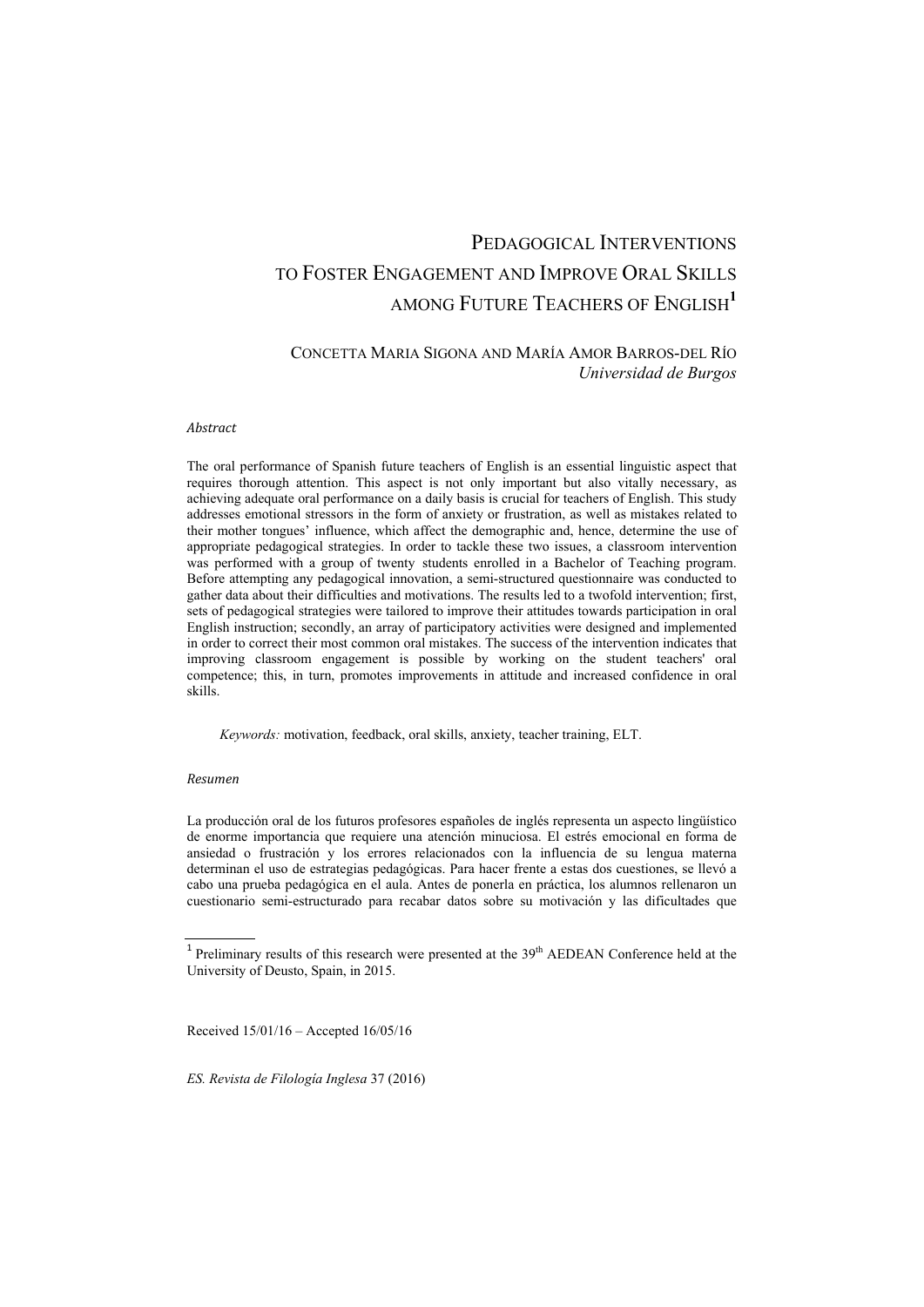# Pedagogical Interventions to Foster Engagement and Improve Oral Skills among Future Teachers of English[1]

Concetta Maria Sigona and María Amor Barros-del Río
*Universidad de Burgos*

*Abstract*

The oral performance of Spanish future teachers of English is an essential linguistic aspect that requires thorough attention. This aspect is not only important but also vitally necessary, as achieving adequate oral performance on a daily basis is crucial for teachers of English. This study addresses emotional stressors in the form of anxiety or frustration, as well as mistakes related to their mother tongues' influence, which affect the demographic and, hence, determine the use of appropriate pedagogical strategies. In order to tackle these two issues, a classroom intervention was performed with a group of twenty students enrolled in a Bachelor of Teaching program. Before attempting any pedagogical innovation, a semi-structured questionnaire was conducted to gather data about their difficulties and motivations. The results led to a twofold intervention; first, sets of pedagogical strategies were tailored to improve their attitudes towards participation in oral English instruction; secondly, an array of participatory activities were designed and implemented in order to correct their most common oral mistakes. The success of the intervention indicates that improving classroom engagement is possible by working on the student teachers' oral competence; this, in turn, promotes improvements in attitude and increased confidence in oral skills.

*Keywords:* motivation, feedback, oral skills, anxiety, teacher training, ELT.

*Resumen*

La producción oral de los futuros profesores españoles de inglés representa un aspecto lingüístico de enorme importancia que requiere una atención minuciosa. El estrés emocional en forma de ansiedad o frustración y los errores relacionados con la influencia de su lengua materna determinan el uso de estrategias pedagógicas. Para hacer frente a estas dos cuestiones, se llevó a cabo una prueba pedagógica en el aula. Antes de ponerla en práctica, los alumnos rellenaron un cuestionario semi-estructurado para recabar datos sobre su motivación y las dificultades que

[1] Preliminary results of this research were presented at the 39th AEDEAN Conference held at the University of Deusto, Spain, in 2015.

Received 15/01/16 – Accepted 16/05/16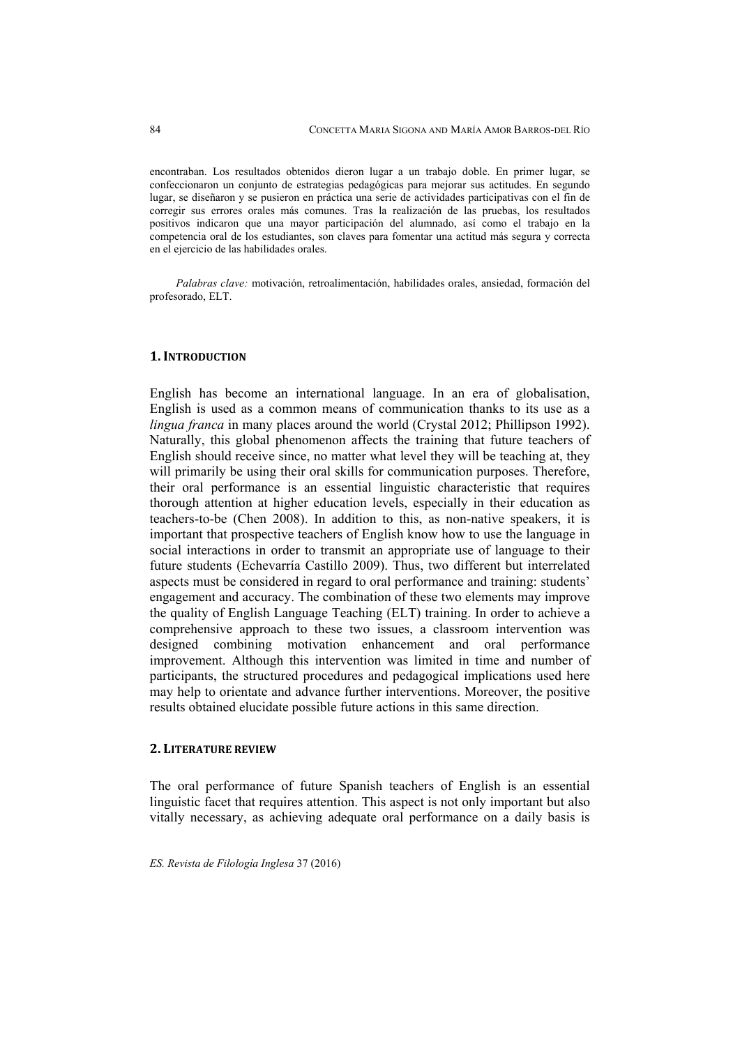encontraban. Los resultados obtenidos dieron lugar a un trabajo doble. En primer lugar, se confeccionaron un conjunto de estrategias pedagógicas para mejorar sus actitudes. En segundo lugar, se diseñaron y se pusieron en práctica una serie de actividades participativas con el fin de corregir sus errores orales más comunes. Tras la realización de las pruebas, los resultados positivos indicaron que una mayor participación del alumnado, así como el trabajo en la competencia oral de los estudiantes, son claves para fomentar una actitud más segura y correcta en el ejercicio de las habilidades orales.

*Palabras clave:* motivación, retroalimentación, habilidades orales, ansiedad, formación del profesorado, ELT.

## 1. Introduction

English has become an international language. In an era of globalisation, English is used as a common means of communication thanks to its use as a *lingua franca* in many places around the world (Crystal 2012; Phillipson 1992). Naturally, this global phenomenon affects the training that future teachers of English should receive since, no matter what level they will be teaching at, they will primarily be using their oral skills for communication purposes. Therefore, their oral performance is an essential linguistic characteristic that requires thorough attention at higher education levels, especially in their education as teachers-to-be (Chen 2008). In addition to this, as non-native speakers, it is important that prospective teachers of English know how to use the language in social interactions in order to transmit an appropriate use of language to their future students (Echevarría Castillo 2009). Thus, two different but interrelated aspects must be considered in regard to oral performance and training: students' engagement and accuracy. The combination of these two elements may improve the quality of English Language Teaching (ELT) training. In order to achieve a comprehensive approach to these two issues, a classroom intervention was designed combining motivation enhancement and oral performance improvement. Although this intervention was limited in time and number of participants, the structured procedures and pedagogical implications used here may help to orientate and advance further interventions. Moreover, the positive results obtained elucidate possible future actions in this same direction.

## 2. Literature review

The oral performance of future Spanish teachers of English is an essential linguistic facet that requires attention. This aspect is not important but also vitally necessary, as achieving adequate oral performance on a daily basis is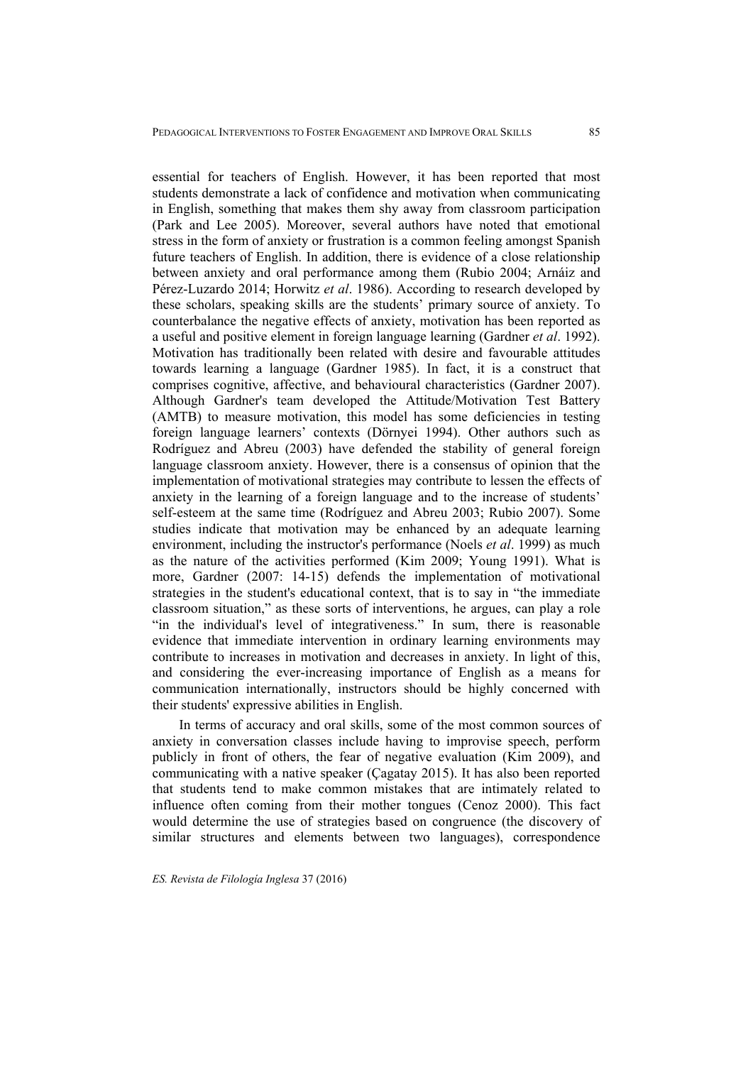essential for teachers of English. However, it has been reported that most students demonstrate a lack of confidence and motivation when communicating in English, something that makes them shy away from classroom participation (Park and Lee 2005). Moreover, several authors have noted that emotional stress in the form of anxiety or frustration is a common feeling amongst Spanish future teachers of English. In addition, there is evidence of a close relationship between anxiety and oral performance among them (Rubio 2004; Arnáiz and Pérez-Luzardo 2014; Horwitz *et al*. 1986). According to research developed by these scholars, speaking skills are the students' primary source of anxiety. To counterbalance the negative effects of anxiety, motivation has been reported as a useful and positive element in foreign language learning (Gardner *et al*. 1992). Motivation has traditionally been related with desire and favourable attitudes towards learning a language (Gardner 1985). In fact, it is a construct that comprises cognitive, affective, and behavioural characteristics (Gardner 2007). Although Gardner's team developed the Attitude/Motivation Test Battery (AMTB) to measure motivation, this model has some deficiencies in testing foreign language learners' contexts (Dörnyei 1994). Other authors such as Rodríguez and Abreu (2003) have defended the stability of general foreign language classroom anxiety. However, there is a consensus of opinion that the implementation of motivational strategies may contribute to lessen the effects of anxiety in the learning of a foreign language and to the increase of students' self-esteem at the same time (Rodríguez and Abreu 2003; Rubio 2007). Some studies indicate that motivation may be enhanced by an adequate learning environment, including the instructor's performance (Noels *et al*. 1999) as much as the nature of the activities performed (Kim 2009; Young 1991). What is more, Gardner (2007: 14-15) defends the implementation of motivational strategies in the student's educational context, that is to say in "the immediate classroom situation," as these sorts of interventions, he argues, can play a role "in the individual's level of integrativeness." In sum, there is reasonable evidence that immediate intervention in ordinary learning environments may contribute to increases in motivation and decreases in anxiety. In light of this, and considering the ever-increasing importance of English as a means for communication internationally, instructors should be highly concerned with their students' expressive abilities in English.

In terms of accuracy and oral skills, some of the most common sources of anxiety in conversation classes include having to improvise speech, perform publicly in front of others, the fear of negative evaluation (Kim 2009), and communicating with a native speaker (Çagatay 2015). It has also been reported that students tend to make common mistakes that are intimately related to influence often coming from their mother tongues (Cenoz 2000). This fact would determine the use of strategies based on congruence (the discovery of similar structures and elements between two languages), correspondence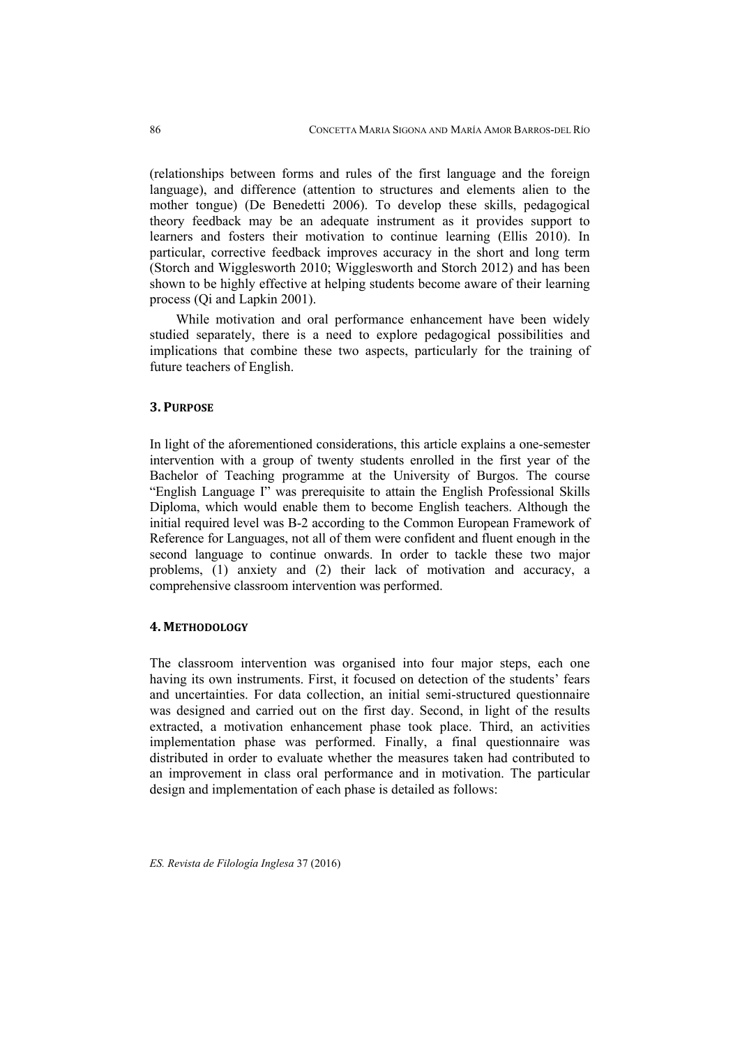(relationships between forms and rules of the first language and the foreign language), and difference (attention to structures and elements alien to the mother tongue) (De Benedetti 2006). To develop these skills, pedagogical theory feedback may be an adequate instrument as it provides support to learners and fosters their motivation to continue learning (Ellis 2010). In particular, corrective feedback improves accuracy in the short and long term (Storch and Wigglesworth 2010; Wigglesworth and Storch 2012) and has been shown to be highly effective at helping students become aware of their learning process (Qi and Lapkin 2001).

While motivation and oral performance enhancement have been widely studied separately, there is a need to explore pedagogical possibilities and implications that combine these two aspects, particularly for the training of future teachers of English.

## 3. Purpose

In light of the aforementioned considerations, this article explains a one-semester intervention with a group of twenty students enrolled in the first year of the Bachelor of Teaching programme at the University of Burgos. The course "English Language I" was prerequisite to attain the English Professional Skills Diploma, which would enable them to become English teachers. Although the initial required level was B-2 according to the Common European Framework of Reference for Languages, not all of them were confident and fluent enough in the second language to continue onwards. In order to tackle these two major problems, (1) anxiety and (2) their lack of motivation and accuracy, a comprehensive classroom intervention was performed.

## 4. Methodology

The classroom intervention was organised into four major steps, each one having its own instruments. First, it focused on detection of the students' fears and uncertainties. For data collection, an initial semi-structured questionnaire was designed and carried out on the first day. Second, in light of the results extracted, a motivation enhancement phase took place. Third, an activities implementation phase was performed. Finally, a final questionnaire was distributed in order to evaluate whether the measures taken had contributed to an improvement in class oral performance and in motivation. The particular design and implementation of each phase is detailed as follows: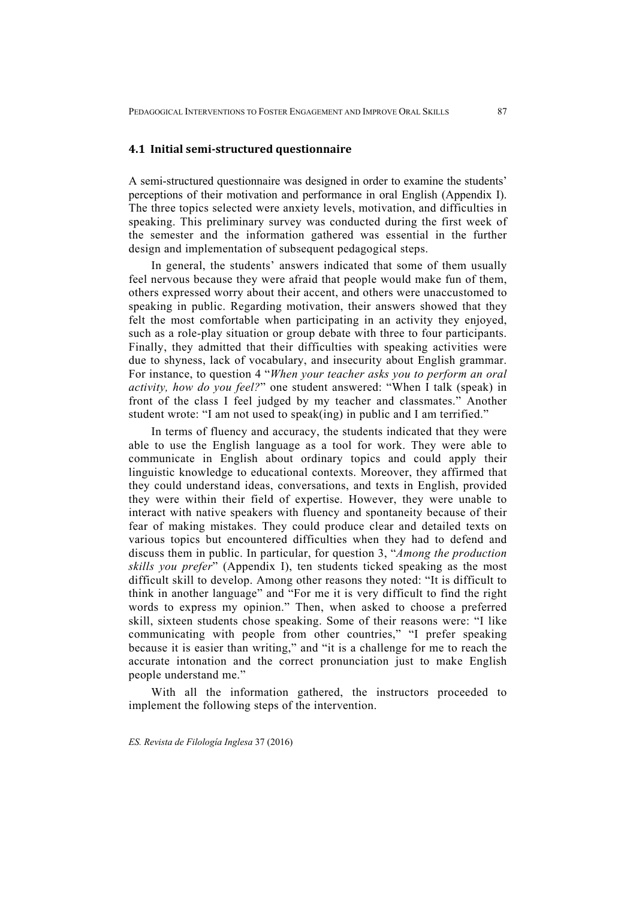## 4.1 Initial semi-structured questionnaire

A semi-structured questionnaire was designed in order to examine the students' perceptions of their motivation and performance in oral English (Appendix I). The three topics selected were anxiety levels, motivation, and difficulties in speaking. This preliminary survey was conducted during the first week of the semester and the information gathered was essential in the further design and implementation of subsequent pedagogical steps.

In general, the students' answers indicated that some of them usually feel nervous because they were afraid that people would make fun of them, others expressed worry about their accent, and others were unaccustomed to speaking in public. Regarding motivation, their answers showed that they felt the most comfortable when participating in an activity they enjoyed, such as a role-play situation or group debate with three to four participants. Finally, they admitted that their difficulties with speaking activities were due to shyness, lack of vocabulary, and insecurity about English grammar. For instance, to question 4 "*When your teacher asks you to perform an oral activity, how do you feel?*" one student answered: "When I talk (speak) in front of the class I feel judged by my teacher and classmates." Another student wrote: "I am not used to speak(ing) in public and I am terrified."

In terms of fluency and accuracy, the students indicated that they were able to use the English language as a tool for work. They were able to communicate in English about ordinary topics and could apply their linguistic knowledge to educational contexts. Moreover, they affirmed that they could understand ideas, conversations, and texts in English, provided they were within their field of expertise. However, they were unable to interact with native speakers with fluency and spontaneity because of their fear of making mistakes. They could produce clear and detailed texts on various topics but encountered difficulties when they had to defend and discuss them in public. In particular, for question 3, "*Among the production skills you prefer*" (Appendix I), ten students ticked speaking as the most difficult skill to develop. Among other reasons they noted: "It is difficult to think in another language" and "For me it is very difficult to find the right words to express my opinion." Then, when asked to choose a preferred skill, sixteen students chose speaking. Some of their reasons were: "I like communicating with people from other countries," "I prefer speaking because it is easier than writing," and "it is a challenge for me to reach the accurate intonation and the correct pronunciation just to make English people understand me."

With all the information gathered, the instructors proceeded to implement the following steps of the intervention.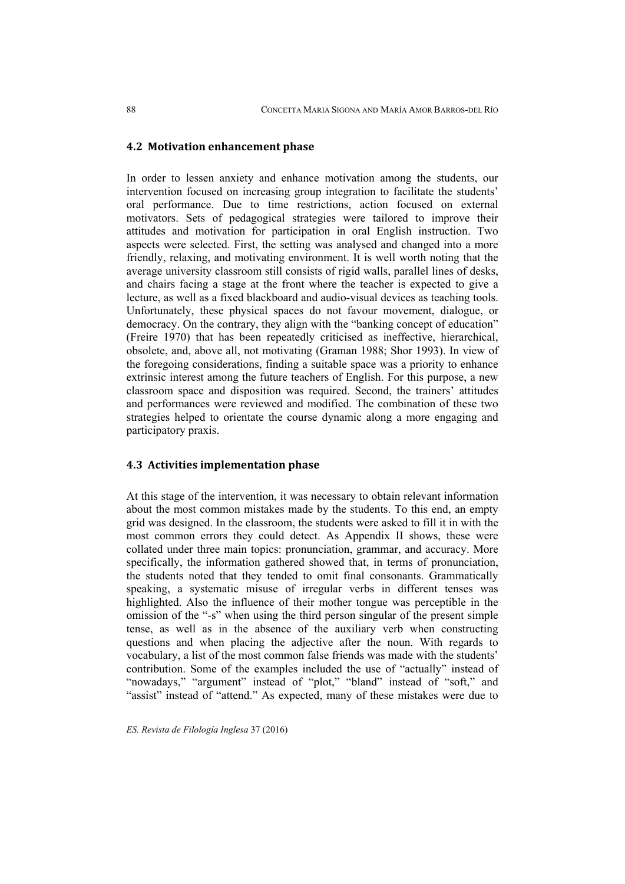### 4.2 Motivation enhancement phase

In order to lessen anxiety and enhance motivation among the students, our intervention focused on increasing group integration to facilitate the students' oral performance. Due to time restrictions, action focused on external motivators. Sets of pedagogical strategies were tailored to improve their attitudes and motivation for participation in oral English instruction. Two aspects were selected. First, the setting was analysed and changed into a more friendly, relaxing, and motivating environment. It is well worth noting that the average university classroom still consists of rigid walls, parallel lines of desks, and chairs facing a stage at the front where the teacher is expected to give a lecture, as well as a fixed blackboard and audio-visual devices as teaching tools. Unfortunately, these physical spaces do not favour movement, dialogue, or democracy. On the contrary, they align with the "banking concept of education" (Freire 1970) that has been repeatedly criticised as ineffective, hierarchical, obsolete, and, above all, not motivating (Graman 1988; Shor 1993). In view of the foregoing considerations, finding a suitable space was a priority to enhance extrinsic interest among the future teachers of English. For this purpose, a new classroom space and disposition was required. Second, the trainers' attitudes and performances were reviewed and modified. The combination of these two strategies helped to orientate the course dynamic along a more engaging and participatory praxis.

### 4.3 Activities implementation phase

At this stage of the intervention, it was necessary to obtain relevant information about the most common mistakes made by the students. To this end, an empty grid was designed. In the classroom, the students were asked to fill it in with the most common errors they could detect. As Appendix II shows, these were collated under three main topics: pronunciation, grammar, and accuracy. More specifically, the information gathered showed that, in terms of pronunciation, the students noted that they tended to omit final consonants. Grammatically speaking, a systematic misuse of irregular verbs in different tenses was highlighted. Also the influence of their mother tongue was perceptible in the omission of the "-s" when using the third person singular of the present simple tense, as well as in the absence of the auxiliary verb when constructing questions and when placing the adjective after the noun. With regards to vocabulary, a list of the most common false friends was made with the students' contribution. Some of the examples included the use of "actually" instead of "nowadays," "argument" instead of "plot," "bland" instead of "soft," and "assist" instead of "attend." As expected, many of these mistakes were due to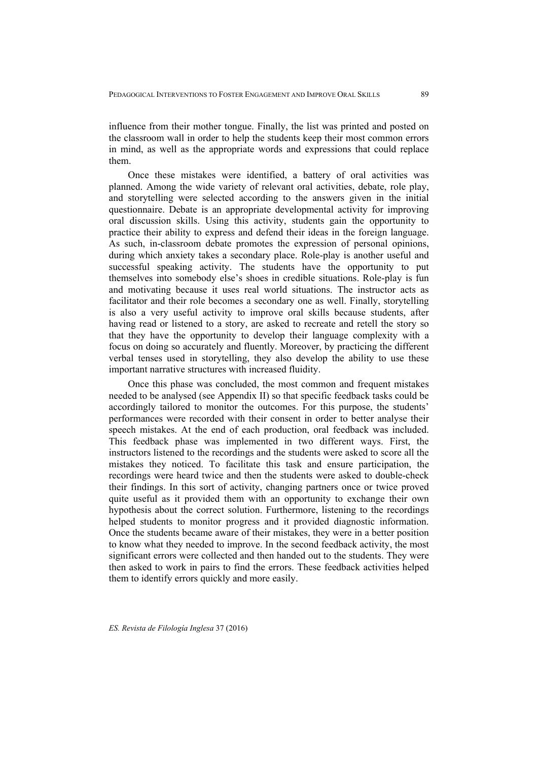influence from their mother tongue. Finally, the list was printed and posted on the classroom wall in order to help the students keep their most common errors in mind, as well as the appropriate words and expressions that could replace them.

Once these mistakes were identified, a battery of oral activities was planned. Among the wide variety of relevant oral activities, debate, role play, and storytelling were selected according to the answers given in the initial questionnaire. Debate is an appropriate developmental activity for improving oral discussion skills. Using this activity, students gain the opportunity to practice their ability to express and defend their ideas in the foreign language. As such, in-classroom debate promotes the expression of personal opinions, during which anxiety takes a secondary place. Role-play is another useful and successful speaking activity. The students have the opportunity to put themselves into somebody else's shoes in credible situations. Role-play is fun and motivating because it uses real world situations. The instructor acts as facilitator and their role becomes a secondary one as well. Finally, storytelling is also a very useful activity to improve oral skills because students, after having read or listened to a story, are asked to recreate and retell the story so that they have the opportunity to develop their language complexity with a focus on doing so accurately and fluently. Moreover, by practicing the different verbal tenses used in storytelling, they also develop the ability to use these important narrative structures with increased fluidity.

Once this phase was concluded, the most common and frequent mistakes needed to be analysed (see Appendix II) so that specific feedback tasks could be accordingly tailored to monitor the outcomes. For this purpose, the students' performances were recorded with their consent in order to better analyse their speech mistakes. At the end of each production, oral feedback was included. This feedback phase was implemented in two different ways. First, the instructors listened to the recordings and the students were asked to score all the mistakes they noticed. To facilitate this task and ensure participation, the recordings were heard twice and then the students were asked to double-check their findings. In this sort of activity, changing partners once or twice proved quite useful as it provided them with an opportunity to exchange their own hypothesis about the correct solution. Furthermore, listening to the recordings helped students to monitor progress and it provided diagnostic information. Once the students became aware of their mistakes, they were in a better position to know what they needed to improve. In the second feedback activity, the most significant errors were collected and then handed out to the students. They were then asked to work in pairs to find the errors. These feedback activities helped them to identify errors quickly and more easily.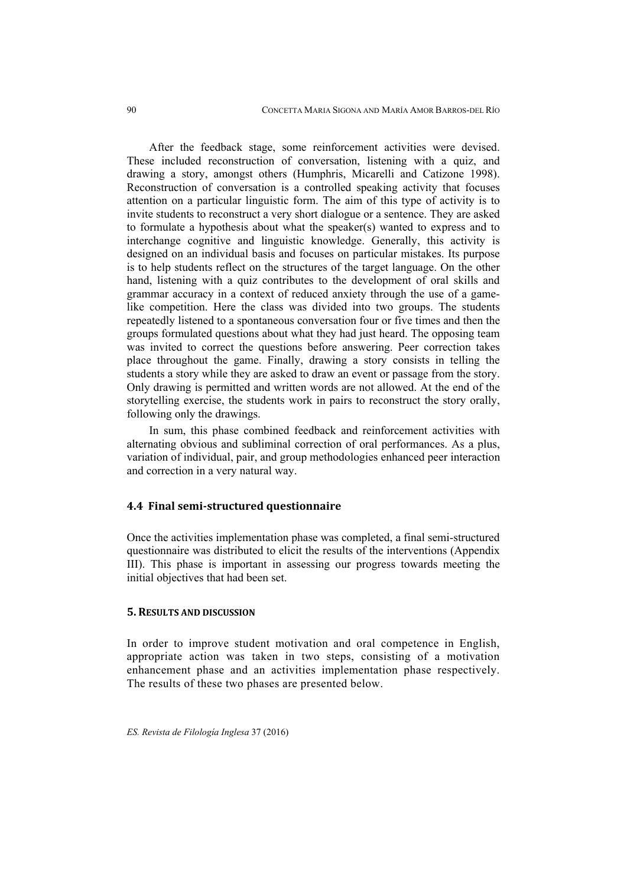After the feedback stage, some reinforcement activities were devised. These included reconstruction of conversation, listening with a quiz, and drawing a story, amongst others (Humphris, Micarelli and Catizone 1998). Reconstruction of conversation is a controlled speaking activity that focuses attention on a particular linguistic form. The aim of this type of activity is to invite students to reconstruct a very short dialogue or a sentence. They are asked to formulate a hypothesis about what the speaker(s) wanted to express and to interchange cognitive and linguistic knowledge. Generally, this activity is designed on an individual basis and focuses on particular mistakes. Its purpose is to help students reflect on the structures of the target language. On the other hand, listening with a quiz contributes to the development of oral skills and grammar accuracy in a context of reduced anxiety through the use of a game-like competition. Here the class was divided into two groups. The students repeatedly listened to a spontaneous conversation four or five times and then the groups formulated questions about what they had just heard. The opposing team was invited to correct the questions before answering. Peer correction takes place throughout the game. Finally, drawing a story consists in telling the students a story while they are asked to draw an event or passage from the story. Only drawing is permitted and written words are not allowed. At the end of the storytelling exercise, the students work in pairs to reconstruct the story orally, following only the drawings.

In sum, this phase combined feedback and reinforcement activities with alternating obvious and subliminal correction of oral performances. As a plus, variation of individual, pair, and group methodologies enhanced peer interaction and correction in a very natural way.

### 4.4 Final semi-structured questionnaire

Once the activities implementation phase was completed, a final semi-structured questionnaire was distributed to elicit the results of the interventions (Appendix III). This phase is important in assessing our progress towards meeting the initial objectives that had been set.

## 5. Results and discussion

In order to improve student motivation and oral competence in English, appropriate action was taken in two steps, consisting of a motivation enhancement phase and an activities implementation phase respectively. The results of these two phases are presented below.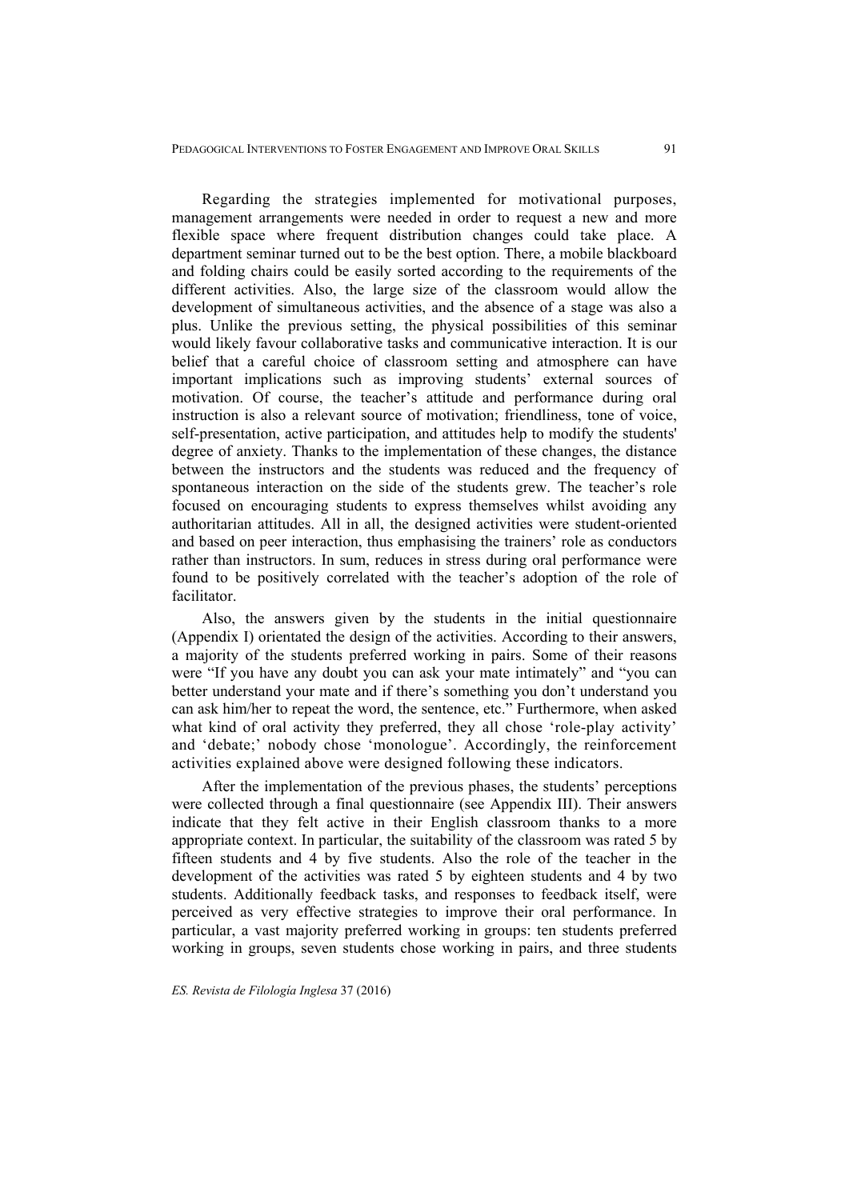Regarding the strategies implemented for motivational purposes, management arrangements were needed in order to request a new and more flexible space where frequent distribution changes could take place. A department seminar turned out to be the best option. There, a mobile blackboard and folding chairs could be easily sorted according to the requirements of the different activities. Also, the large size of the classroom would allow the development of simultaneous activities, and the absence of a stage was also a plus. Unlike the previous setting, the physical possibilities of this seminar would likely favour collaborative tasks and communicative interaction. It is our belief that a careful choice of classroom setting and atmosphere can have important implications such as improving students' external sources of motivation. Of course, the teacher's attitude and performance during oral instruction is also a relevant source of motivation; friendliness, tone of voice, self-presentation, active participation, and attitudes help to modify the students' degree of anxiety. Thanks to the implementation of these changes, the distance between the instructors and the students was reduced and the frequency of spontaneous interaction on the side of the students grew. The teacher's role focused on encouraging students to express themselves whilst avoiding any authoritarian attitudes. All in all, the designed activities were student-oriented and based on peer interaction, thus emphasising the trainers' role as conductors rather than instructors. In sum, reduces in stress during oral performance were found to be positively correlated with the teacher's adoption of the role of facilitator.

Also, the answers given by the students in the initial questionnaire (Appendix I) orientated the design of the activities. According to their answers, a majority of the students preferred working in pairs. Some of their reasons were "If you have any doubt you can ask your mate intimately" and "you can better understand your mate and if there's something you don't understand you can ask him/her to repeat the word, the sentence, etc." Furthermore, when asked what kind of oral activity they preferred, they all chose 'role-play activity' and 'debate;' nobody chose 'monologue'. Accordingly, the reinforcement activities explained above were designed following these indicators.

After the implementation of the previous phases, the students' perceptions were collected through a final questionnaire (see Appendix III). Their answers indicate that they felt active in their English classroom thanks to a more appropriate context. In particular, the suitability of the classroom was rated 5 by fifteen students and 4 by five students. Also the role of the teacher in the development of the activities was rated 5 by eighteen students and 4 by two students. Additionally feedback tasks, and responses to feedback itself, were perceived as very effective strategies to improve their oral performance. In particular, a vast majority preferred working in groups: ten students preferred working in groups, seven students chose working in pairs, and three students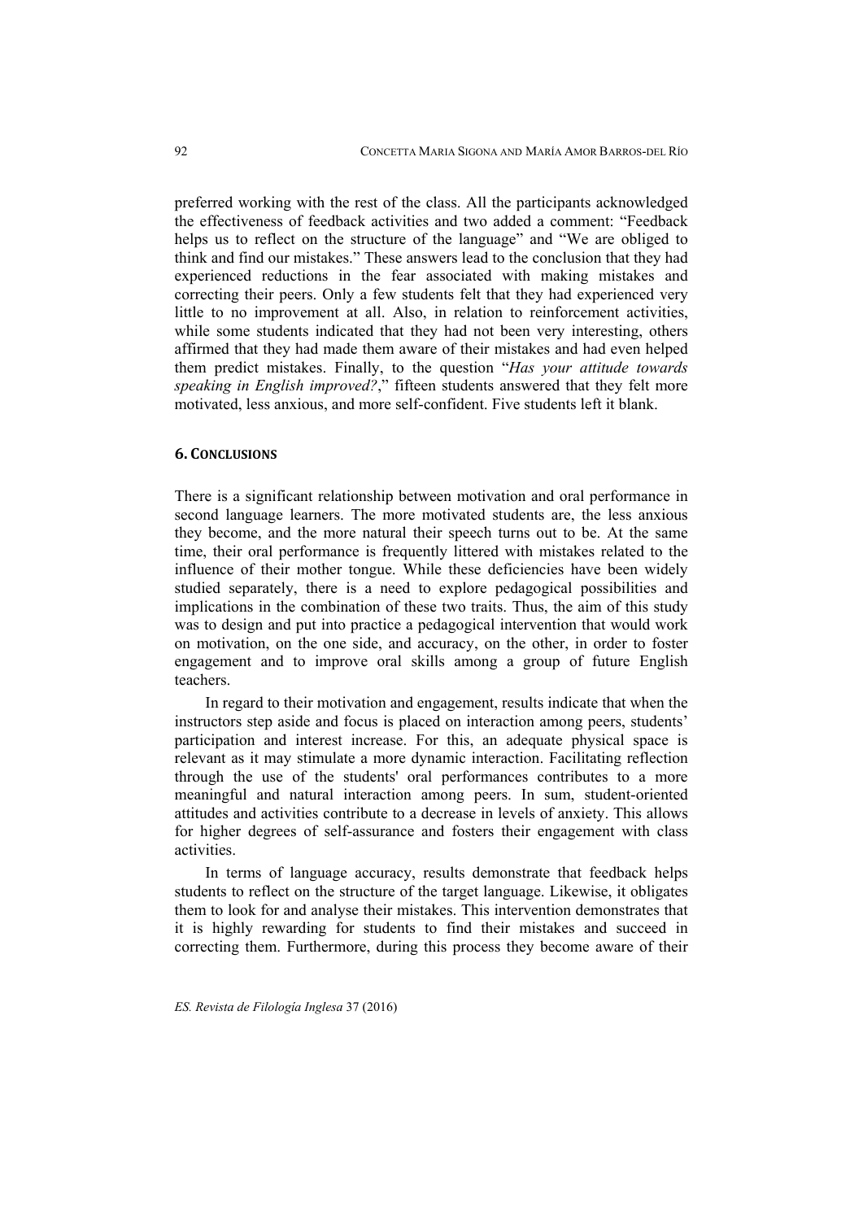preferred working with the rest of the class. All the participants acknowledged the effectiveness of feedback activities and two added a comment: "Feedback helps us to reflect on the structure of the language" and "We are obliged to think and find our mistakes." These answers lead to the conclusion that they had experienced reductions in the fear associated with making mistakes and correcting their peers. Only a few students felt that they had experienced very little to no improvement at all. Also, in relation to reinforcement activities, while some students indicated that they had not been very interesting, others affirmed that they had made them aware of their mistakes and had even helped them predict mistakes. Finally, to the question "*Has your attitude towards speaking in English improved?*," fifteen students answered that they felt more motivated, less anxious, and more self-confident. Five students left it blank.

## 6. CONCLUSIONS

There is a significant relationship between motivation and oral performance in second language learners. The more motivated students are, the less anxious they become, and the more natural their speech turns out to be. At the same time, their oral performance is frequently littered with mistakes related to the influence of their mother tongue. While these deficiencies have been widely studied separately, there is a need to explore pedagogical possibilities and implications in the combination of these two traits. Thus, the aim of this study was to design and put into practice a pedagogical intervention that would work on motivation, on the one side, and accuracy, on the other, in order to foster engagement and to improve oral skills among a group of future English teachers.

In regard to their motivation and engagement, results indicate that when the instructors step aside and focus is placed on interaction among peers, students' participation and interest increase. For this, an adequate physical space is relevant as it may stimulate a more dynamic interaction. Facilitating reflection through the use of the students' oral performances contributes to a more meaningful and natural interaction among peers. In sum, student-oriented attitudes and activities contribute to a decrease in levels of anxiety. This allows for higher degrees of self-assurance and fosters their engagement with class activities.

In terms of language accuracy, results demonstrate that feedback helps students to reflect on the structure of the target language. Likewise, it obligates them to look for and analyse their mistakes. This intervention demonstrates that it is highly rewarding for students to find their mistakes and succeed in correcting them. Furthermore, during this process they become aware of their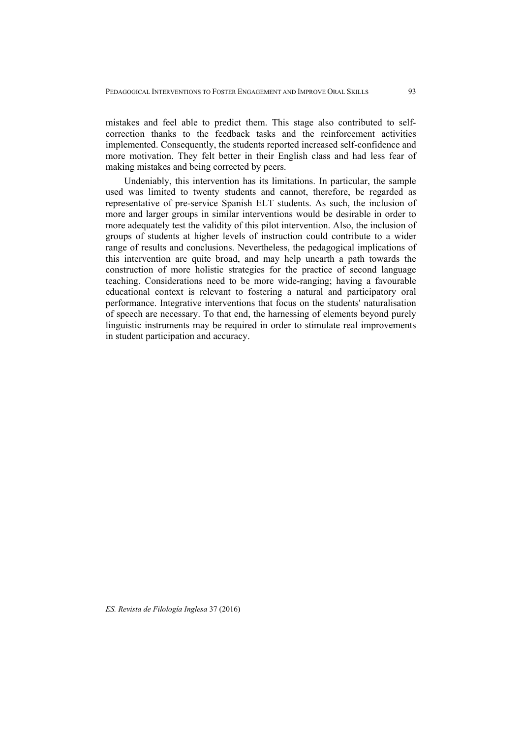mistakes and feel able to predict them. This stage also contributed to self-correction thanks to the feedback tasks and the reinforcement activities implemented. Consequently, the students reported increased self-confidence and more motivation. They felt better in their English class and had less fear of making mistakes and being corrected by peers.

Undeniably, this intervention has its limitations. In particular, the sample used was limited to twenty students and cannot, therefore, be regarded as representative of pre-service Spanish ELT students. As such, the inclusion of more and larger groups in similar interventions would be desirable in order to more adequately test the validity of this pilot intervention. Also, the inclusion of groups of students at higher levels of instruction could contribute to a wider range of results and conclusions. Nevertheless, the pedagogical implications of this intervention are quite broad, and may help unearth a path towards the construction of more holistic strategies for the practice of second language teaching. Considerations need to be more wide-ranging; having a favourable educational context is relevant to fostering a natural and participatory oral performance. Integrative interventions that focus on the students' naturalisation of speech are necessary. To that end, the harnessing of elements beyond purely linguistic instruments may be required in order to stimulate real improvements in student participation and accuracy.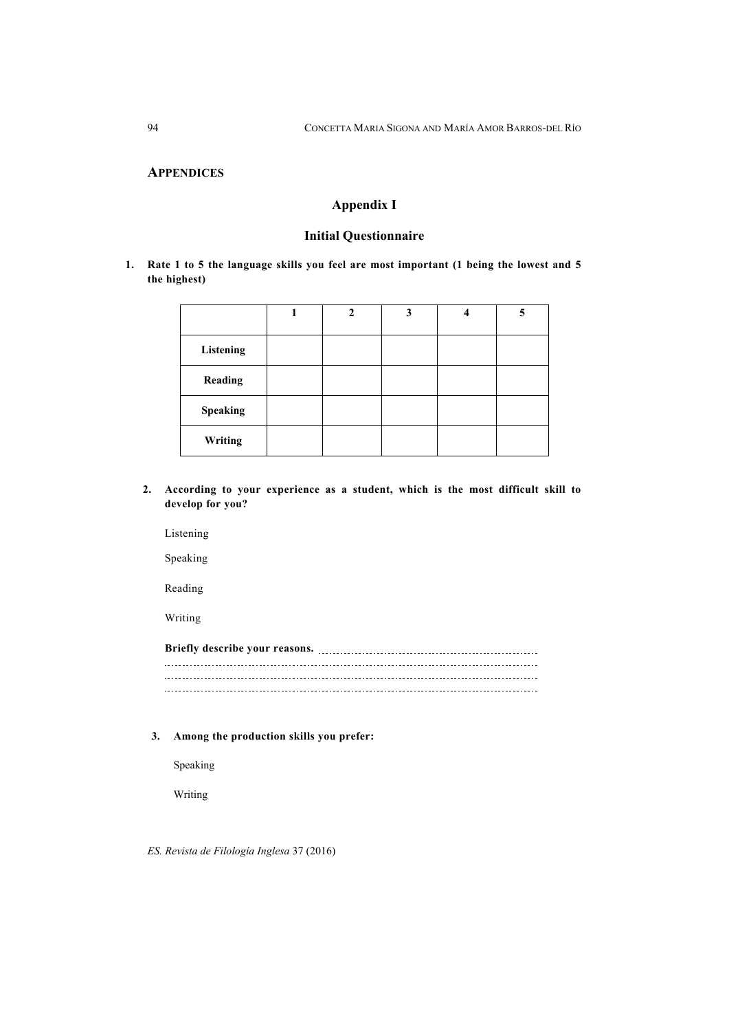## APPENDICES

### Appendix I

### Initial Questionnaire

**1. Rate 1 to 5 the language skills you feel are most important (1 being the lowest and 5 the highest)**

| | 1 | 2 | 3 | 4 | 5 |
|---|---|---|---|---|---|
| **Listening** | | | | | |
| **Reading** | | | | | |
| **Speaking** | | | | | |
| **Writing** | | | | | |

**2. According to your experience as a student, which is the most difficult skill to develop for you?**

Listening

Speaking

Reading

Writing

**Briefly describe your reasons.** ..........................................................................
..........................................................................................................
..........................................................................................................
..........................................................................................................

**3. Among the production skills you prefer:**

Speaking

Writing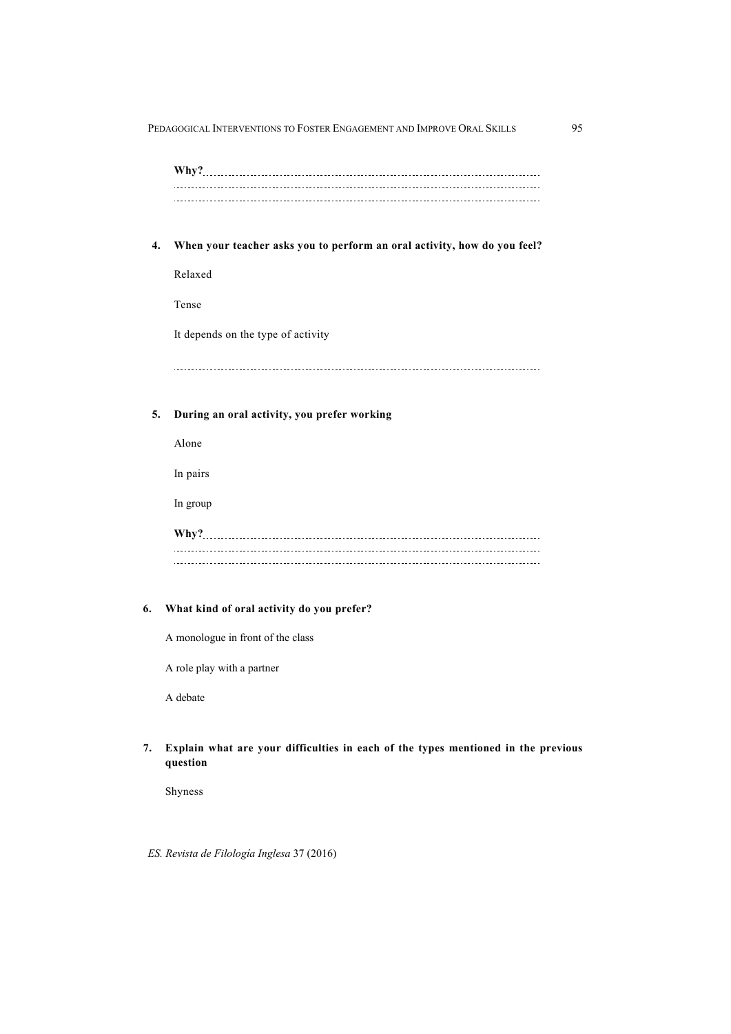**Why?**..........................................................................................
..........................................................................................
..........................................................................................

4. **When your teacher asks you to perform an oral activity, how do you feel?**

   Relaxed

   Tense

   It depends on the type of activity

   ..........................................................................................

5. **During an oral activity, you prefer working**

   Alone

   In pairs

   In group

   **Why?**..........................................................................................
   ..........................................................................................
   ..........................................................................................

6. **What kind of oral activity do you prefer?**

   A monologue in front of the class

   A role play with a partner

   A debate

7. **Explain what are your difficulties in each of the types mentioned in the previous question**

   Shyness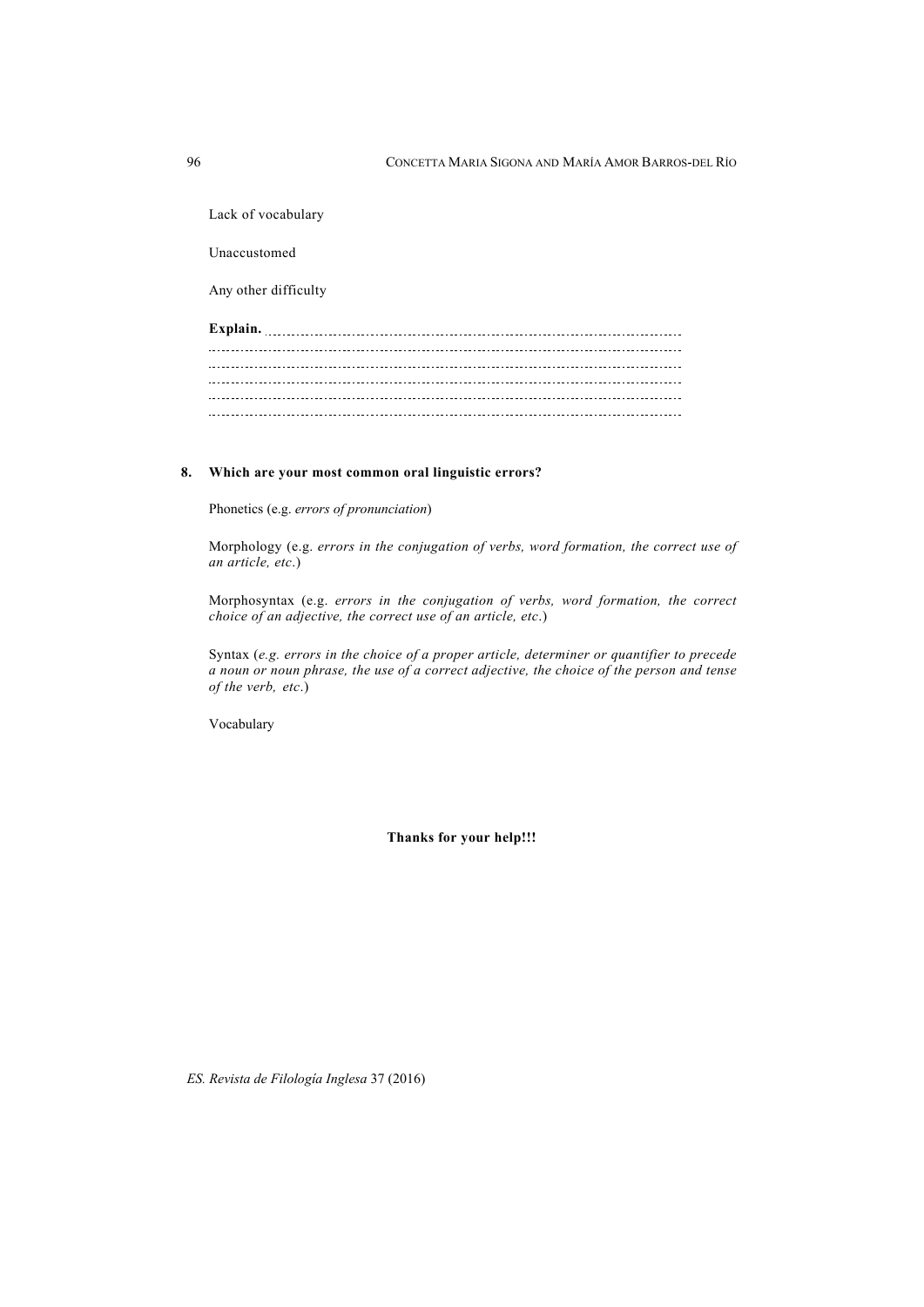Lack of vocabulary

Unaccustomed

Any other difficulty

**Explain.** ......................................................................................................
..........................................................................................................................
..........................................................................................................................
..........................................................................................................................
..........................................................................................................................
..........................................................................................................................

**8. Which are your most common oral linguistic errors?**

Phonetics (e.g. *errors of pronunciation*)

Morphology (e.g. *errors in the conjugation of verbs, word formation, the correct use of an article, etc*.)

Morphosyntax (e.g. *errors in the conjugation of verbs, word formation, the correct choice of an adjective, the correct use of an article, etc*.)

Syntax (*e.g. errors in the choice of a proper article, determiner or quantifier to precede a noun or noun phrase, the use of a correct adjective, the choice of the person and tense of the verb, etc*.)

Vocabulary

**Thanks for your help!!!**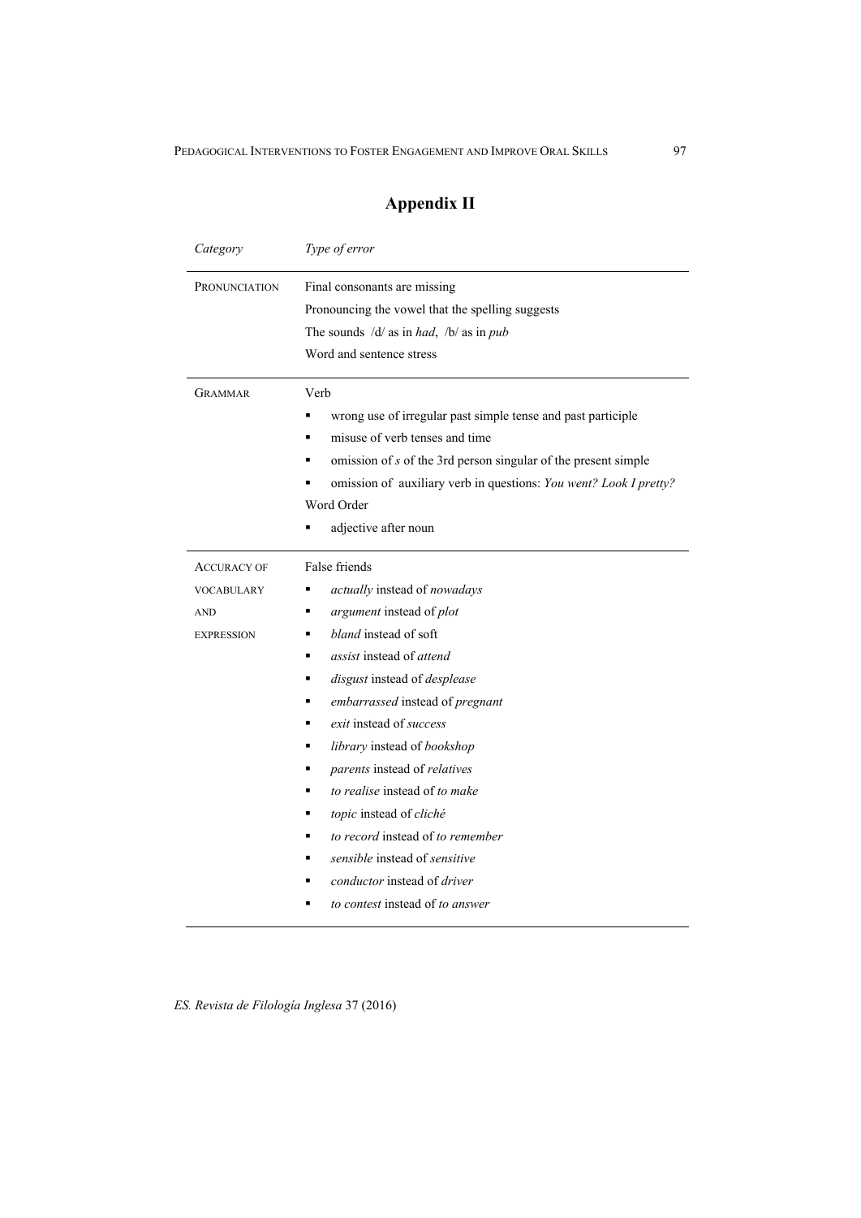## Appendix II

| *Category* | *Type of error* |
|---|---|
| PRONUNCIATION | Final consonants are missing<br>Pronouncing the vowel that the spelling suggests<br>The sounds /d/ as in *had*, /b/ as in *pub*<br>Word and sentence stress |
| GRAMMAR | Verb<br>▪ wrong use of irregular past simple tense and past participle<br>▪ misuse of verb tenses and time<br>▪ omission of *s* of the 3rd person singular of the present simple<br>▪ omission of auxiliary verb in questions: *You went? Look I pretty?*<br>Word Order<br>▪ adjective after noun |
| ACCURACY OF VOCABULARY AND EXPRESSION | False friends<br>▪ *actually* instead of *nowadays*<br>▪ *argument* instead of *plot*<br>▪ *bland* instead of soft<br>▪ *assist* instead of *attend*<br>▪ *disgust* instead of *desplease*<br>▪ *embarrassed* instead of *pregnant*<br>▪ *exit* instead of *success*<br>▪ *library* instead of *bookshop*<br>▪ *parents* instead of *relatives*<br>▪ *to realise* instead of *to make*<br>▪ *topic* instead of *cliché*<br>▪ *to record* instead of *to remember*<br>▪ *sensible* instead of *sensitive*<br>▪ *conductor* instead of *driver*<br>▪ *to contest* instead of *to answer* |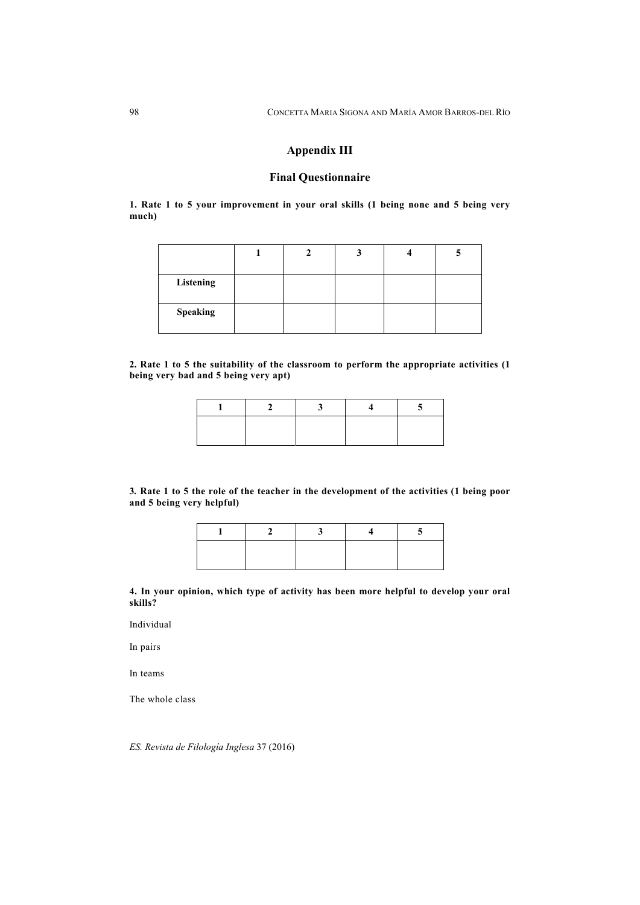## Appendix III

## Final Questionnaire

**1. Rate 1 to 5 your improvement in your oral skills (1 being none and 5 being very much)**

| | 1 | 2 | 3 | 4 | 5 |
|---|---|---|---|---|---|
| **Listening** | | | | | |
| **Speaking** | | | | | |

**2. Rate 1 to 5 the suitability of the classroom to perform the appropriate activities (1 being very bad and 5 being very apt)**

| 1 | 2 | 3 | 4 | 5 |
|---|---|---|---|---|
| | | | | |

**3. Rate 1 to 5 the role of the teacher in the development of the activities (1 being poor and 5 being very helpful)**

| 1 | 2 | 3 | 4 | 5 |
|---|---|---|---|---|
| | | | | |

**4. In your opinion, which type of activity has been more helpful to develop your oral skills?**

Individual

In pairs

In teams

The whole class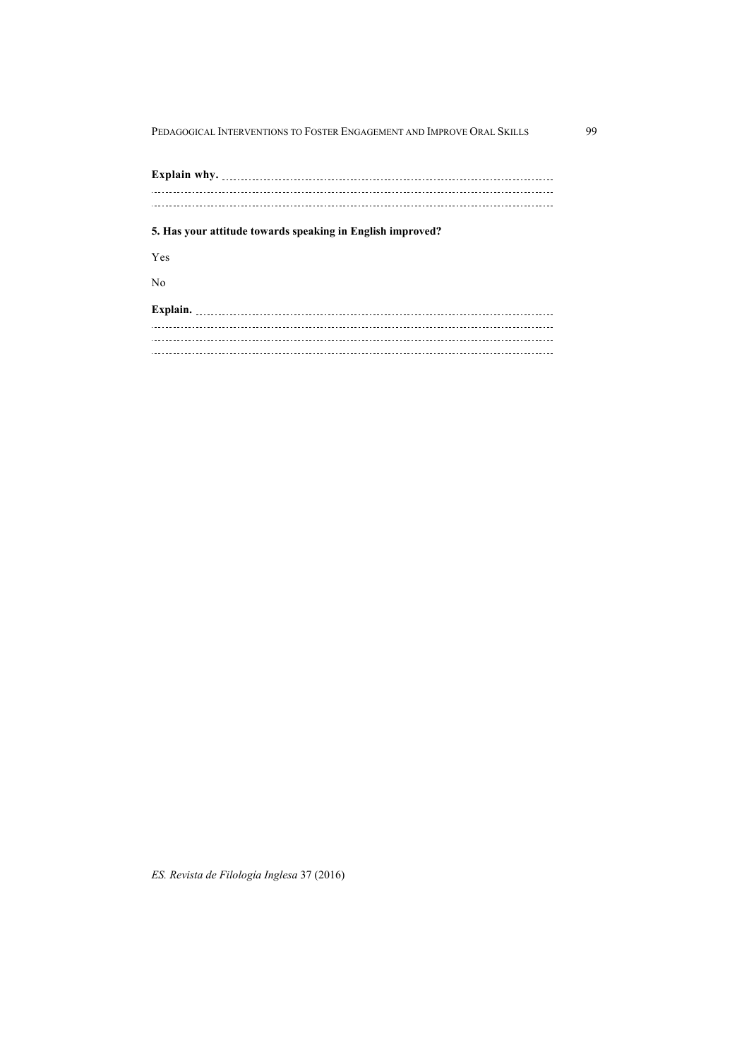**Explain why.** ..............................................................................................................
..............................................................................................................
..............................................................................................................

**5. Has your attitude towards speaking in English improved?**

Yes

No

**Explain.** ..............................................................................................................
..............................................................................................................
..............................................................................................................
..............................................................................................................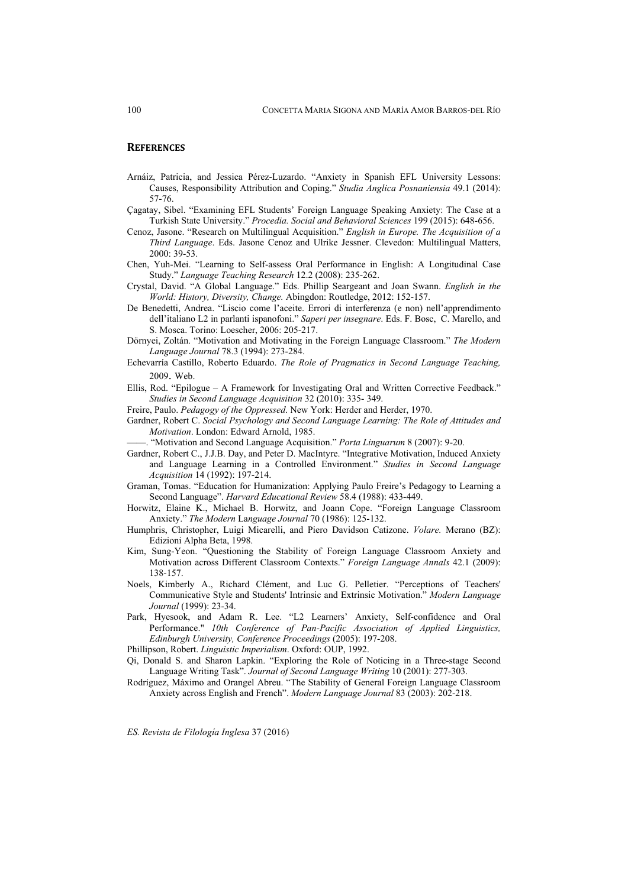## REFERENCES

Arnáiz, Patricia, and Jessica Pérez-Luzardo. "Anxiety in Spanish EFL University Lessons: Causes, Responsibility Attribution and Coping." *Studia Anglica Posnaniensia* 49.1 (2014): 57-76.

Çagatay, Sibel. "Examining EFL Students' Foreign Language Speaking Anxiety: The Case at a Turkish State University." *Procedia. Social and Behavioral Sciences* 199 (2015): 648-656.

Cenoz, Jasone. "Research on Multilingual Acquisition." *English in Europe. The Acquisition of a Third Language*. Eds. Jasone Cenoz and Ulrike Jessner. Clevedon: Multilingual Matters, 2000: 39-53.

Chen, Yuh-Mei. "Learning to Self-assess Oral Performance in English: A Longitudinal Case Study." *Language Teaching Research* 12.2 (2008): 235-262.

Crystal, David. "A Global Language." Eds. Phillip Seargeant and Joan Swann. *English in the World: History, Diversity, Change.* Abingdon: Routledge, 2012: 152-157.

De Benedetti, Andrea. "Liscio come l'aceite. Errori di interferenza (e non) nell'apprendimento dell'italiano L2 in parlanti ispanofoni." *Saperi per insegnare*. Eds. F. Bosc, C. Marello, and S. Mosca. Torino: Loescher, 2006: 205-217.

Dörnyei, Zoltán. "Motivation and Motivating in the Foreign Language Classroom." *The Modern Language Journal* 78.3 (1994): 273-284.

Echevarría Castillo, Roberto Eduardo. *The Role of Pragmatics in Second Language Teaching,* 2009. Web.

Ellis, Rod. "Epilogue – A Framework for Investigating Oral and Written Corrective Feedback." *Studies in Second Language Acquisition* 32 (2010): 335- 349.

Freire, Paulo. *Pedagogy of the Oppressed*. New York: Herder and Herder, 1970.

Gardner, Robert C. *Social Psychology and Second Language Learning: The Role of Attitudes and Motivation*. London: Edward Arnold, 1985.

——. "Motivation and Second Language Acquisition." *Porta Linguarum* 8 (2007): 9-20.

Gardner, Robert C., J.J.B. Day, and Peter D. MacIntyre. "Integrative Motivation, Induced Anxiety and Language Learning in a Controlled Environment." *Studies in Second Language Acquisition* 14 (1992): 197-214.

Graman, Tomas. "Education for Humanization: Applying Paulo Freire's Pedagogy to Learning a Second Language". *Harvard Educational Review* 58.4 (1988): 433-449.

Horwitz, Elaine K., Michael B. Horwitz, and Joann Cope. "Foreign Language Classroom Anxiety." *The Modern Language Journal* 70 (1986): 125-132.

Humphris, Christopher, Luigi Micarelli, and Piero Davidson Catizone. *Volare.* Merano (BZ): Edizioni Alpha Beta, 1998.

Kim, Sung-Yeon. "Questioning the Stability of Foreign Language Classroom Anxiety and Motivation across Different Classroom Contexts." *Foreign Language Annals* 42.1 (2009): 138-157.

Noels, Kimberly A., Richard Clément, and Luc G. Pelletier. "Perceptions of Teachers' Communicative Style and Students' Intrinsic and Extrinsic Motivation." *Modern Language Journal* (1999): 23-34.

Park, Hyesook, and Adam R. Lee. "L2 Learners' Anxiety, Self-confidence and Oral Performance." *10th Conference of Pan-Pacific Association of Applied Linguistics, Edinburgh University, Conference Proceedings* (2005): 197-208.

Phillipson, Robert. *Linguistic Imperialism*. Oxford: OUP, 1992.

Qi, Donald S. and Sharon Lapkin. "Exploring the Role of Noticing in a Three-stage Second Language Writing Task". *Journal of Second Language Writing* 10 (2001): 277-303.

Rodríguez, Máximo and Orangel Abreu. "The Stability of General Foreign Language Classroom Anxiety across English and French". *Modern Language Journal* 83 (2003): 202-218.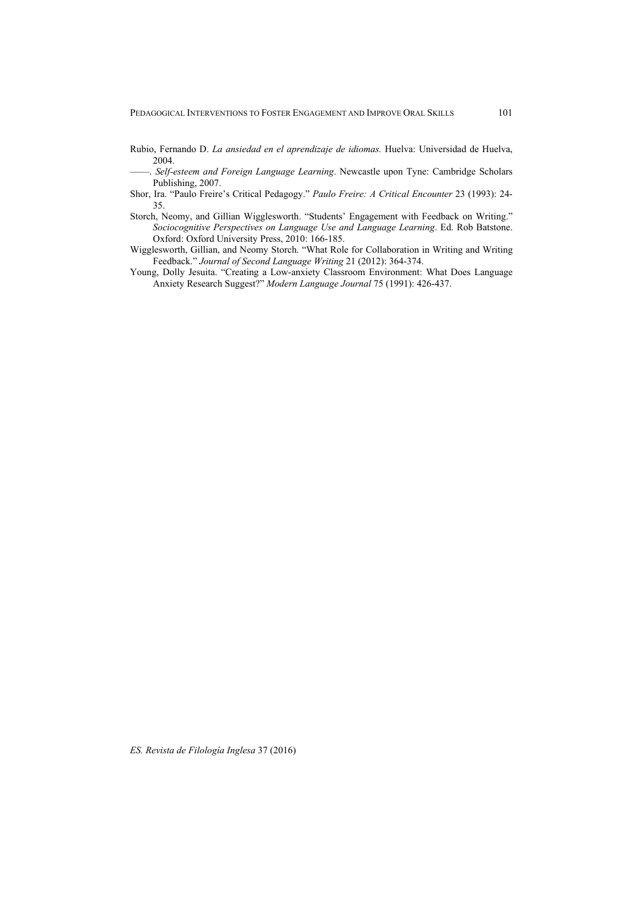Rubio, Fernando D. *La ansiedad en el aprendizaje de idiomas.* Huelva: Universidad de Huelva, 2004.

——. *Self-esteem and Foreign Language Learning*. Newcastle upon Tyne: Cambridge Scholars Publishing, 2007.

Shor, Ira. "Paulo Freire's Critical Pedagogy." *Paulo Freire: A Critical Encounter* 23 (1993): 24-35.

Storch, Neomy, and Gillian Wigglesworth. "Students' Engagement with Feedback on Writing." *Sociocognitive Perspectives on Language Use and Language Learning*. Ed. Rob Batstone. Oxford: Oxford University Press, 2010: 166-185.

Wigglesworth, Gillian, and Neomy Storch. "What Role for Collaboration in Writing and Writing Feedback." *Journal of Second Language Writing* 21 (2012): 364-374.

Young, Dolly Jesuita. "Creating a Low-anxiety Classroom Environment: What Does Language Anxiety Research Suggest?" *Modern Language Journal* 75 (1991): 426-437.